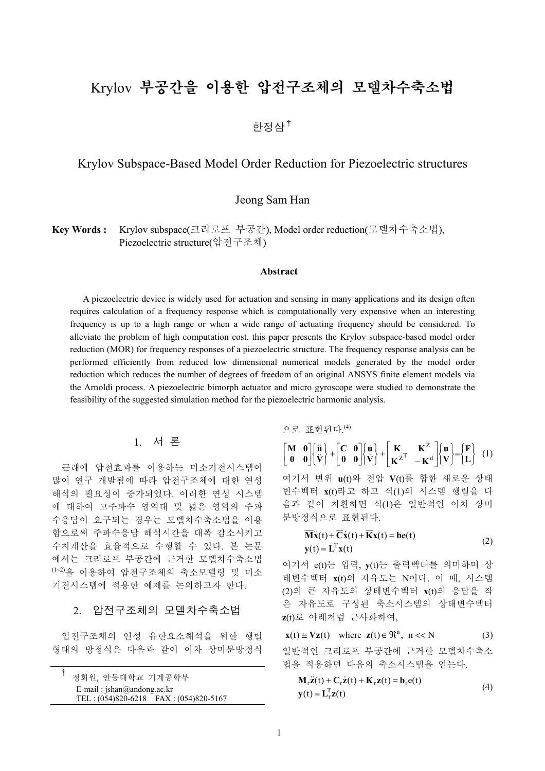# Krylov 부공간을 이용한 압전구조체의 모델차수축소법

한정삼 †

## Krylov Subspace-Based Model Order Reduction for Piezoelectric structures

Jeong Sam Han

**Key Words :** Krylov subspace(크리로프 부공간), Model order reduction(모델차수축소법), Piezoelectric structure(압전구조체)

### Abstract

A piezoelectric device is widely used for actuation and sensing in many applications and its design often requires calculation of a frequency response which is computationally very expensive when an interesting frequency is up to a high range or when a wide range of actuating frequency should be considered. To alleviate the problem of high computation cost, this paper presents the Krylov subspace-based model order reduction (MOR) for frequency responses of a piezoelectric structure. The frequency response analysis can be performed efficiently from reduced low dimensional numerical models generated by the model order reduction which reduces the number of degrees of freedom of an original ANSYS finite element models via the Arnoldi process. A piezoelectric bimorph actuator and micro gyroscope were studied to demonstrate the feasibility of the suggested simulation method for the piezoelectric harmonic analysis.

## 1. 서 론

근래에 압전효과를 이용하는 미소기전시스템이 많이 연구 개발됨에 따라 압전구조체에 대한 연성 해석의 필요성이 증가되었다. 이러한 연성 시스템에 대하여 고주파수 영역대 및 넓은 영역의 주파수응답이 요구되는 경우는 모델차수축소법을 이용함으로써 주파수응답 해석시간을 대폭 감소시키고 수치계산을 효율적으로 수행할 수 있다. 본 논문에서는 크리로프 부공간에 근거한 모델차수축소법[(1~2)]을 이용하여 압전구조체의 축소모델링 및 미소기전시스템에 적용한 예제를 논의하고자 한다.

## 2. 압전구조체의 모델차수축소법

압전구조체의 연성 유한요소해석을 위한 행렬형태의 방정식은 다음과 같이 이차 상미분방정식으로 표현된다.[(4)]

$$\begin{bmatrix} \mathbf{M} & \mathbf{0} \\ \mathbf{0} & \mathbf{0} \end{bmatrix} \begin{Bmatrix} \ddot{\mathbf{u}} \\ \ddot{\mathbf{V}} \end{Bmatrix} + \begin{bmatrix} \mathbf{C} & \mathbf{0} \\ \mathbf{0} & \mathbf{0} \end{bmatrix} \begin{Bmatrix} \dot{\mathbf{u}} \\ \dot{\mathbf{V}} \end{Bmatrix} + \begin{bmatrix} \mathbf{K} & \mathbf{K}^{Z} \\ \mathbf{K}^{Z^{T}} & -\mathbf{K}^{d} \end{bmatrix} \begin{Bmatrix} \mathbf{u} \\ \mathbf{V} \end{Bmatrix} = \begin{Bmatrix} \mathbf{F} \\ \mathbf{L} \end{Bmatrix} \quad (1)$$

여기서 변위 $\mathbf{u}(t)$와 전압 $\mathbf{V}(t)$를 합한 새로운 상태변수벡터 $\mathbf{x}(t)$라고 하고 식(1)의 시스템 행렬을 다음과 같이 치환하면 식(1)은 일반적인 이차 상미분방정식으로 표현된다.

$$\begin{aligned} \overline{\mathbf{M}}\ddot{\mathbf{x}}(t) + \overline{\mathbf{C}}\dot{\mathbf{x}}(t) + \overline{\mathbf{K}}\mathbf{x}(t) &= \mathbf{b}e(t) \\ \mathbf{y}(t) &= \mathbf{L}^{T}\mathbf{x}(t) \end{aligned} \quad (2)$$

여기서 e(t)는 입력, $\mathbf{y}(t)$는 출력벡터를 의미하며 상태변수벡터 $\mathbf{x}(t)$의 자유도는 N이다. 이 때, 시스템 (2)의 큰 자유도의 상태변수벡터 $\mathbf{x}(t)$의 응답을 작은 자유도로 구성된 축소시스템의 상태변수벡터 $\mathbf{z}(t)$로 아래처럼 근사화하여,

$$\mathbf{x}(t) \cong \mathbf{V}\mathbf{z}(t) \quad \text{where } \mathbf{z}(t) \in \Re^{n}, \ n << N \quad (3)$$

일반적인 크리로프 부공간에 근거한 모델차수축소법을 적용하면 다음의 축소시스템을 얻는다.

$$\begin{aligned} \mathbf{M}_{r}\ddot{\mathbf{z}}(t) + \mathbf{C}_{r}\dot{\mathbf{z}}(t) + \mathbf{K}_{r}\mathbf{z}(t) &= \mathbf{b}_{r}e(t) \\ \mathbf{y}(t) &= \mathbf{L}_{r}^{T}\mathbf{z}(t) \end{aligned} \quad (4)$$

---

† 정회원, 안동대학교 기계공학부
E-mail : jshan@andong.ac.kr
TEL : (054)820-6218 FAX : (054)820-5167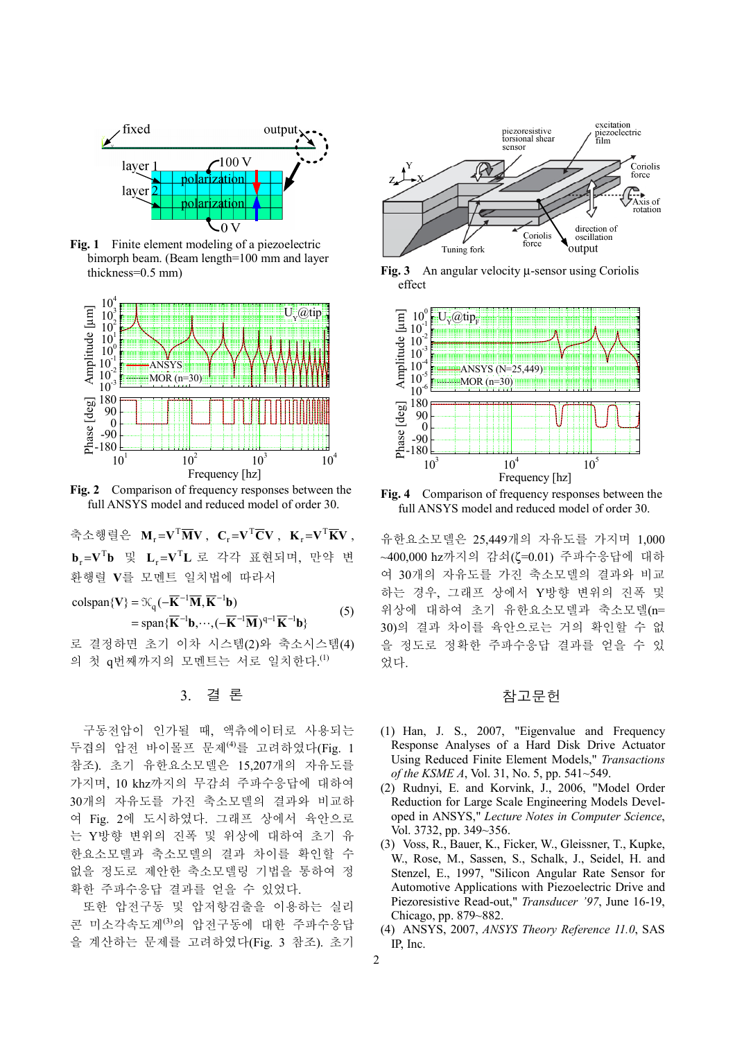fixed

output

layer 1

100 V

polarization

layer 2

polarization

0 V

**Fig. 1** Finite element modeling of a piezoelectric bimorph beam. (Beam length=100 mm and layer thickness=0.5 mm)

Amplitude [μm]

U$_Y$@tip

ANSYS

MOR (n=30)

Phase [deg]

Frequency [hz]

**Fig. 2** Comparison of frequency responses between the full ANSYS model and reduced model of order 30.

축소행렬은 $\mathbf{M}_r=\mathbf{V}^T\overline{\mathbf{M}}\mathbf{V}$, $\mathbf{C}_r=\mathbf{V}^T\overline{\mathbf{C}}\mathbf{V}$, $\mathbf{K}_r=\mathbf{V}^T\overline{\mathbf{K}}\mathbf{V}$, $\mathbf{b}_r=\mathbf{V}^T\mathbf{b}$ 및 $\mathbf{L}_r=\mathbf{V}^T\mathbf{L}$ 로 각각 표현되며, 만약 변환행렬 $\mathbf{V}$를 모멘트 일치법에 따라서

$$
\begin{aligned}
\text{colspan}\{\mathbf{V}\} &= \mathcal{K}_q(-\overline{\mathbf{K}}^{-1}\overline{\mathbf{M}}, \overline{\mathbf{K}}^{-1}\mathbf{b}) \\
&= \text{span}\{\overline{\mathbf{K}}^{-1}\mathbf{b}, \cdots, (-\overline{\mathbf{K}}^{-1}\overline{\mathbf{M}})^{q-1}\overline{\mathbf{K}}^{-1}\mathbf{b}\}
\end{aligned} \tag{5}
$$

로 결정하면 초기 이차 시스템(2)와 축소시스템(4)의 첫 q번째까지의 모멘트는 서로 일치한다.[1]

## 3. 결 론

구동전압이 인가될 때, 액츄에이터로 사용되는 두겹의 압전 바이몰프 문제[4]를 고려하였다(Fig. 1 참조). 초기 유한요소모델은 15,207개의 자유도를 가지며, 10 khz까지의 무감쇠 주파수응답에 대하여 30개의 자유도를 가진 축소모델의 결과와 비교하여 Fig. 2에 도시하였다. 그래프 상에서 육안으로는 Y방향 변위의 진폭 및 위상에 대하여 초기 유한요소모델과 축소모델의 결과 차이를 확인할 수 없을 정도로 제안한 축소모델링 기법을 통하여 정확한 주파수응답 결과를 얻을 수 있었다.

또한 압전구동 및 압저항검출을 이용하는 실리콘 미소각속도계[3]의 압전구동에 대한 주파수응답을 계산하는 문제를 고려하였다(Fig. 3 참조). 초기

piezoresistive torsional shear sensor

excitation piezoelectric film

Coriolis force

Axis of rotation

direction of oscillation

Coriolis force

output

Tuning fork

**Fig. 3** An angular velocity μ-sensor using Coriolis effect

Amplitude [μm]

U$_Y$@tip$_F$

ANSYS (N=25,449)

MOR (n=30)

Phase [deg]

Frequency [hz]

**Fig. 4** Comparison of frequency responses between the full ANSYS model and reduced model of order 30.

유한요소모델은 25,449개의 자유도를 가지며 1,000 ~400,000 hz까지의 감쇠(ζ=0.01) 주파수응답에 대하여 30개의 자유도를 가진 축소모델의 결과와 비교하는 경우, 그래프 상에서 Y방향 변위의 진폭 및 위상에 대하여 초기 유한요소모델과 축소모델(n=30)의 결과 차이를 육안으로는 거의 확인할 수 없을 정도로 정확한 주파수응답 결과를 얻을 수 있었다.

## 참고문헌

(1) Han, J. S., 2007, "Eigenvalue and Frequency Response Analyses of a Hard Disk Drive Actuator Using Reduced Finite Element Models," *Transactions of the KSME A*, Vol. 31, No. 5, pp. 541~549.

(2) Rudnyi, E. and Korvink, J., 2006, "Model Order Reduction for Large Scale Engineering Models Developed in ANSYS," *Lecture Notes in Computer Science*, Vol. 3732, pp. 349~356.

(3) Voss, R., Bauer, K., Ficker, W., Gleissner, T., Kupke, W., Rose, M., Sassen, S., Schalk, J., Seidel, H. and Stenzel, E., 1997, "Silicon Angular Rate Sensor for Automotive Applications with Piezoelectric Drive and Piezoresistive Read-out," *Transducer '97*, June 16-19, Chicago, pp. 879~882.

(4) ANSYS, 2007, *ANSYS Theory Reference 11.0*, SAS IP, Inc.